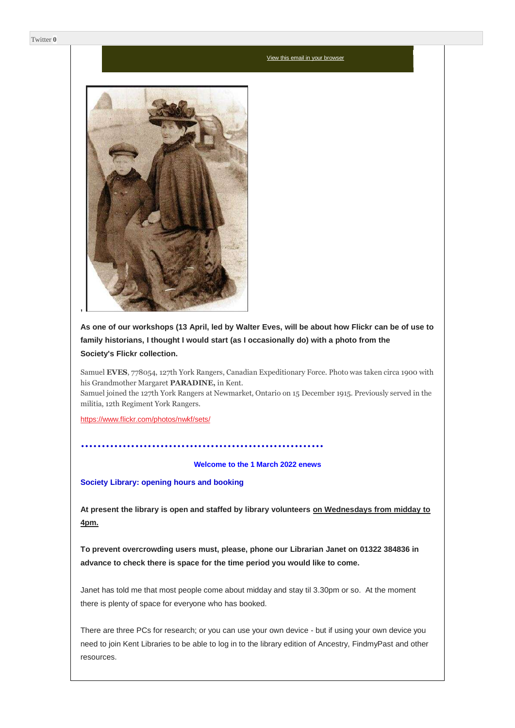Twitter **0**

View this email in your browser

**As one of our workshops (13 April, led by Walter Eves, will be about how Flickr can be of use to family historians, I thought I would start (as I occasionally do) with a photo from the Society's Flickr collection.**

Samuel **EVES**, 778054, 127th York Rangers, Canadian Expeditionary Force. Photo was taken circa 1900 with his Grandmother Margaret **PARADINE,** in Kent.
Samuel joined the 127th York Rangers at Newmarket, Ontario on 15 December 1915. Previously served in the militia, 12th Regiment York Rangers.

https://www.flickr.com/photos/nwkf/sets/

••••••••••••••••••••••••••••••••••••••••••••••••••••••••

**Welcome to the 1 March 2022 enews**

**Society Library: opening hours and booking**

**At present the library is open and staffed by library volunteers on Wednesdays from midday to 4pm.**

**To prevent overcrowding users must, please, phone our Librarian Janet on 01322 384836 in advance to check there is space for the time period you would like to come.**

Janet has told me that most people come about midday and stay til 3.30pm or so. At the moment there is plenty of space for everyone who has booked.

There are three PCs for research; or you can use your own device - but if using your own device you need to join Kent Libraries to be able to log in to the library edition of Ancestry, FindmyPast and other resources.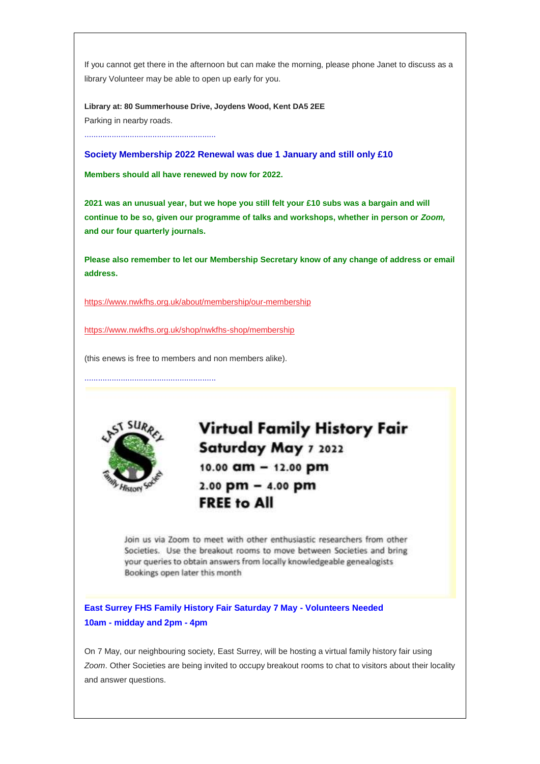If you cannot get there in the afternoon but can make the morning, please phone Janet to discuss as a library Volunteer may be able to open up early for you.

**Library at: 80 Summerhouse Drive, Joydens Wood, Kent DA5 2EE**

Parking in nearby roads.

.........................................................

**Society Membership 2022 Renewal was due 1 January and still only £10**

**Members should all have renewed by now for 2022.**

**2021 was an unusual year, but we hope you still felt your £10 subs was a bargain and will continue to be so, given our programme of talks and workshops, whether in person or *Zoom,* and our four quarterly journals.**

**Please also remember to let our Membership Secretary know of any change of address or email address.**

https://www.nwkfhs.org.uk/about/membership/our-membership

https://www.nwkfhs.org.uk/shop/nwkfhs-shop/membership

(this enews is free to members and non members alike).

.........................................................

**Virtual Family History Fair**
**Saturday May 7 2022**
**10.00 am – 12.00 pm**
**2.00 pm – 4.00 pm**
**FREE to All**

Join us via Zoom to meet with other enthusiastic researchers from other Societies. Use the breakout rooms to move between Societies and bring your queries to obtain answers from locally knowledgeable genealogists
Bookings open later this month

**East Surrey FHS Family History Fair Saturday 7 May - Volunteers Needed**
**10am - midday and 2pm - 4pm**

On 7 May, our neighbouring society, East Surrey, will be hosting a virtual family history fair using *Zoom*. Other Societies are being invited to occupy breakout rooms to chat to visitors about their locality and answer questions.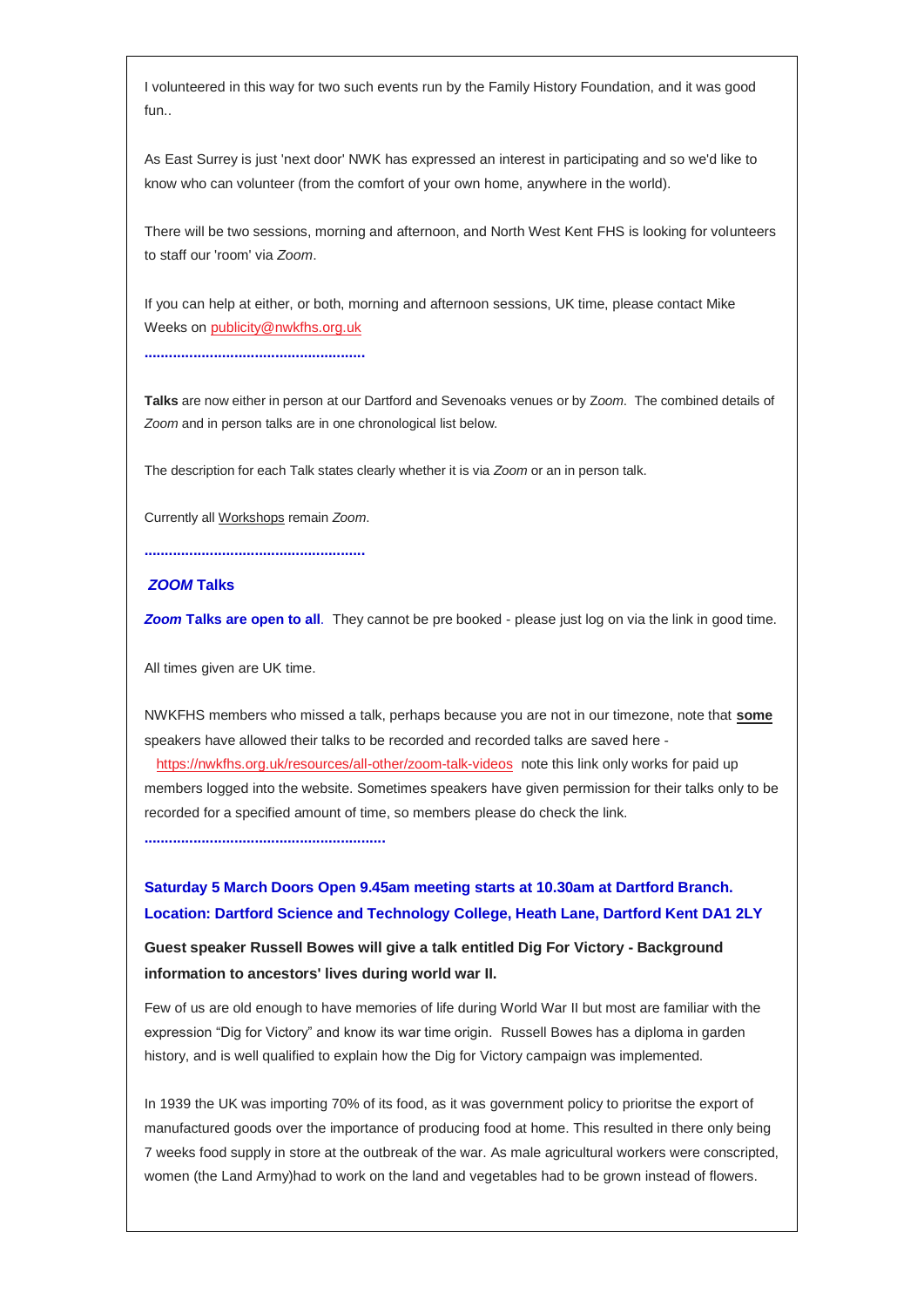I volunteered in this way for two such events run by the Family History Foundation, and it was good fun..

As East Surrey is just 'next door' NWK has expressed an interest in participating and so we'd like to know who can volunteer (from the comfort of your own home, anywhere in the world).

There will be two sessions, morning and afternoon, and North West Kent FHS is looking for volunteers to staff our 'room' via *Zoom*.

If you can help at either, or both, morning and afternoon sessions, UK time, please contact Mike Weeks on publicity@nwkfhs.org.uk

.....................................................

**Talks** are now either in person at our Dartford and Sevenoaks venues or by *Zoom*. The combined details of *Zoom* and in person talks are in one chronological list below.

The description for each Talk states clearly whether it is via *Zoom* or an in person talk.

Currently all Workshops remain *Zoom*.

.....................................................

## *ZOOM* Talks

***Zoom* Talks are open to all**. They cannot be pre booked - please just log on via the link in good time.

All times given are UK time.

NWKFHS members who missed a talk, perhaps because you are not in our timezone, note that **some** speakers have allowed their talks to be recorded and recorded talks are saved here - https://nwkfhs.org.uk/resources/all-other/zoom-talk-videos note this link only works for paid up members logged into the website. Sometimes speakers have given permission for their talks only to be recorded for a specified amount of time, so members please do check the link.

..........................................................

**Saturday 5 March Doors Open 9.45am meeting starts at 10.30am at Dartford Branch. Location: Dartford Science and Technology College, Heath Lane, Dartford Kent DA1 2LY**

**Guest speaker Russell Bowes will give a talk entitled Dig For Victory - Background information to ancestors' lives during world war II.**

Few of us are old enough to have memories of life during World War II but most are familiar with the expression "Dig for Victory" and know its war time origin. Russell Bowes has a diploma in garden history, and is well qualified to explain how the Dig for Victory campaign was implemented.

In 1939 the UK was importing 70% of its food, as it was government policy to prioritise the export of manufactured goods over the importance of producing food at home. This resulted in there only being 7 weeks food supply in store at the outbreak of the war. As male agricultural workers were conscripted, women (the Land Army)had to work on the land and vegetables had to be grown instead of flowers.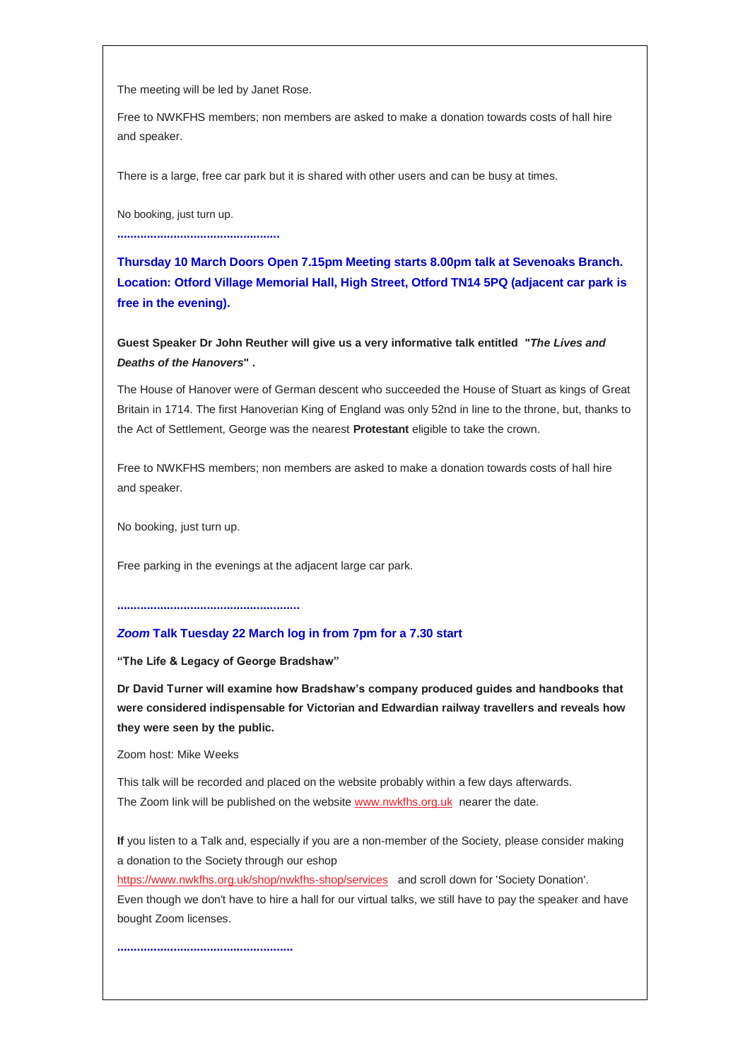The meeting will be led by Janet Rose.

Free to NWKFHS members; non members are asked to make a donation towards costs of hall hire and speaker.

There is a large, free car park but it is shared with other users and can be busy at times.

No booking, just turn up.

**................................................**

**Thursday 10 March Doors Open 7.15pm Meeting starts 8.00pm talk at Sevenoaks Branch. Location: Otford Village Memorial Hall, High Street, Otford TN14 5PQ (adjacent car park is free in the evening).**

**Guest Speaker Dr John Reuther will give us a very informative talk entitled "*The Lives and Deaths of the Hanovers*" .**

The House of Hanover were of German descent who succeeded the House of Stuart as kings of Great Britain in 1714. The first Hanoverian King of England was only 52nd in line to the throne, but, thanks to the Act of Settlement, George was the nearest **Protestant** eligible to take the crown.

Free to NWKFHS members; non members are asked to make a donation towards costs of hall hire and speaker.

No booking, just turn up.

Free parking in the evenings at the adjacent large car park.

**......................................................**

***Zoom* Talk Tuesday 22 March log in from 7pm for a 7.30 start**

**"The Life & Legacy of George Bradshaw"**

**Dr David Turner will examine how Bradshaw's company produced guides and handbooks that were considered indispensable for Victorian and Edwardian railway travellers and reveals how they were seen by the public.**

Zoom host: Mike Weeks

This talk will be recorded and placed on the website probably within a few days afterwards.
The Zoom link will be published on the website www.nwkfhs.org.uk nearer the date.

**If** you listen to a Talk and, especially if you are a non-member of the Society, please consider making a donation to the Society through our eshop
https://www.nwkfhs.org.uk/shop/nwkfhs-shop/services and scroll down for 'Society Donation'.
Even though we don't have to hire a hall for our virtual talks, we still have to pay the speaker and have bought Zoom licenses.

**....................................................**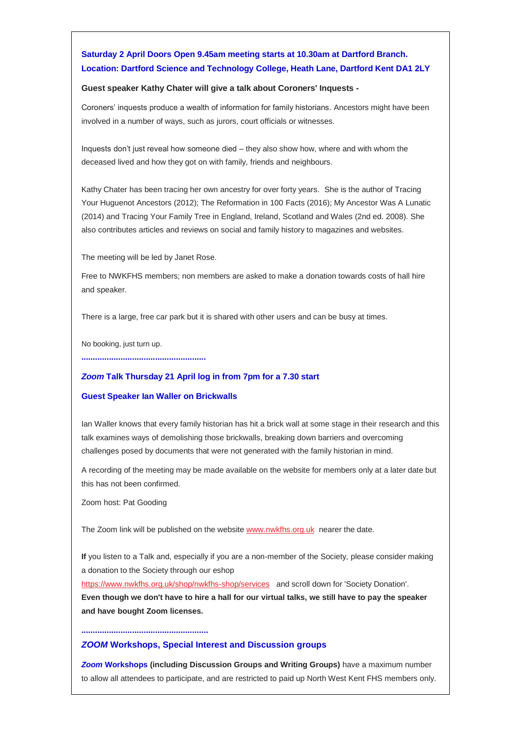**Saturday 2 April Doors Open 9.45am meeting starts at 10.30am at Dartford Branch. Location: Dartford Science and Technology College, Heath Lane, Dartford Kent DA1 2LY**

**Guest speaker Kathy Chater will give a talk about Coroners' Inquests -**

Coroners' inquests produce a wealth of information for family historians. Ancestors might have been involved in a number of ways, such as jurors, court officials or witnesses.

Inquests don't just reveal how someone died – they also show how, where and with whom the deceased lived and how they got on with family, friends and neighbours.

Kathy Chater has been tracing her own ancestry for over forty years. She is the author of Tracing Your Huguenot Ancestors (2012); The Reformation in 100 Facts (2016); My Ancestor Was A Lunatic (2014) and Tracing Your Family Tree in England, Ireland, Scotland and Wales (2nd ed. 2008). She also contributes articles and reviews on social and family history to magazines and websites.

The meeting will be led by Janet Rose.

Free to NWKFHS members; non members are asked to make a donation towards costs of hall hire and speaker.

There is a large, free car park but it is shared with other users and can be busy at times.

No booking, just turn up.

......................................................

***Zoom* Talk Thursday 21 April log in from 7pm for a 7.30 start**

**Guest Speaker Ian Waller on Brickwalls**

Ian Waller knows that every family historian has hit a brick wall at some stage in their research and this talk examines ways of demolishing those brickwalls, breaking down barriers and overcoming challenges posed by documents that were not generated with the family historian in mind.

A recording of the meeting may be made available on the website for members only at a later date but this has not been confirmed.

Zoom host: Pat Gooding

The Zoom link will be published on the website www.nwkfhs.org.uk nearer the date.

**If** you listen to a Talk and, especially if you are a non-member of the Society, please consider making a donation to the Society through our eshop https://www.nwkfhs.org.uk/shop/nwkfhs-shop/services and scroll down for 'Society Donation'.
**Even though we don't have to hire a hall for our virtual talks, we still have to pay the speaker and have bought Zoom licenses.**

......................................................

***ZOOM* Workshops, Special Interest and Discussion groups**

***Zoom* Workshops (including Discussion Groups and Writing Groups)** have a maximum number to allow all attendees to participate, and are restricted to paid up North West Kent FHS members only.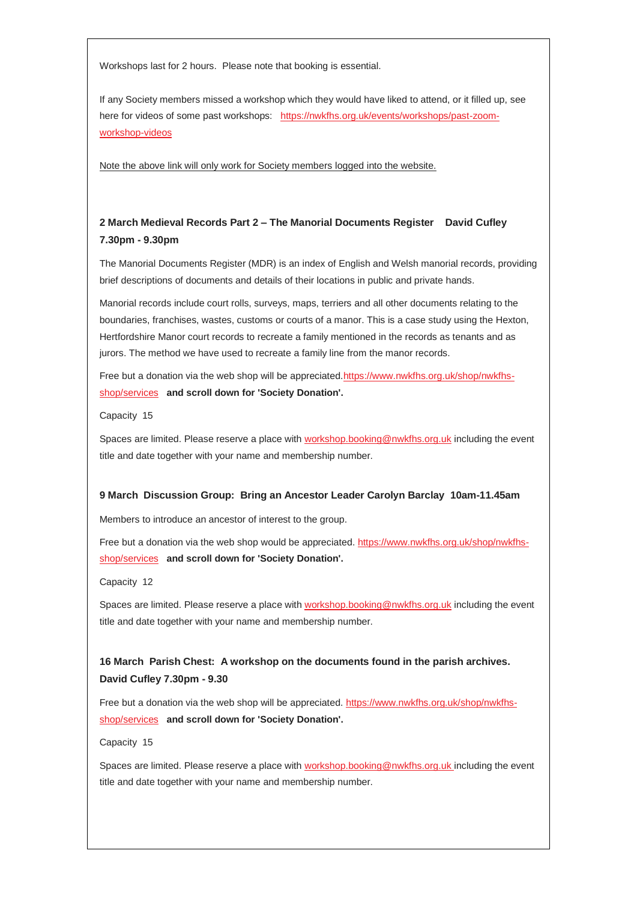Workshops last for 2 hours. Please note that booking is essential.

If any Society members missed a workshop which they would have liked to attend, or it filled up, see here for videos of some past workshops: https://nwkfhs.org.uk/events/workshops/past-zoom-workshop-videos

Note the above link will only work for Society members logged into the website.

**2 March Medieval Records Part 2 – The Manorial Documents Register David Cufley 7.30pm - 9.30pm**

The Manorial Documents Register (MDR) is an index of English and Welsh manorial records, providing brief descriptions of documents and details of their locations in public and private hands.

Manorial records include court rolls, surveys, maps, terriers and all other documents relating to the boundaries, franchises, wastes, customs or courts of a manor. This is a case study using the Hexton, Hertfordshire Manor court records to recreate a family mentioned in the records as tenants and as jurors. The method we have used to recreate a family line from the manor records.

Free but a donation via the web shop will be appreciated.https://www.nwkfhs.org.uk/shop/nwkfhs-shop/services **and scroll down for 'Society Donation'.**

Capacity 15

Spaces are limited. Please reserve a place with workshop.booking@nwkfhs.org.uk including the event title and date together with your name and membership number.

**9 March Discussion Group: Bring an Ancestor Leader Carolyn Barclay 10am-11.45am**

Members to introduce an ancestor of interest to the group.

Free but a donation via the web shop would be appreciated. https://www.nwkfhs.org.uk/shop/nwkfhs-shop/services **and scroll down for 'Society Donation'.**

Capacity 12

Spaces are limited. Please reserve a place with workshop.booking@nwkfhs.org.uk including the event title and date together with your name and membership number.

**16 March Parish Chest: A workshop on the documents found in the parish archives. David Cufley 7.30pm - 9.30**

Free but a donation via the web shop will be appreciated. https://www.nwkfhs.org.uk/shop/nwkfhs-shop/services **and scroll down for 'Society Donation'.**

Capacity 15

Spaces are limited. Please reserve a place with workshop.booking@nwkfhs.org.uk including the event title and date together with your name and membership number.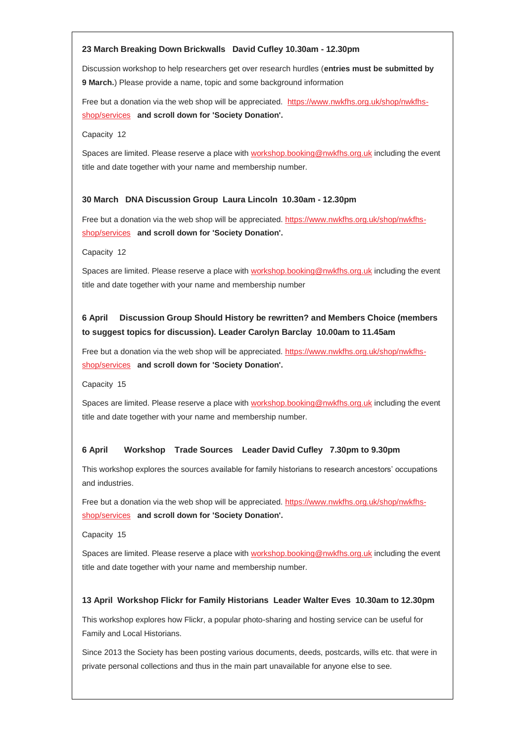**23 March Breaking Down Brickwalls David Cufley 10.30am - 12.30pm**

Discussion workshop to help researchers get over research hurdles (**entries must be submitted by 9 March.**) Please provide a name, topic and some background information

Free but a donation via the web shop will be appreciated. https://www.nwkfhs.org.uk/shop/nwkfhs-shop/services **and scroll down for 'Society Donation'.**

Capacity 12

Spaces are limited. Please reserve a place with workshop.booking@nwkfhs.org.uk including the event title and date together with your name and membership number.

**30 March DNA Discussion Group Laura Lincoln 10.30am - 12.30pm**

Free but a donation via the web shop will be appreciated. https://www.nwkfhs.org.uk/shop/nwkfhs-shop/services **and scroll down for 'Society Donation'.**

Capacity 12

Spaces are limited. Please reserve a place with workshop.booking@nwkfhs.org.uk including the event title and date together with your name and membership number

**6 April Discussion Group Should History be rewritten? and Members Choice (members to suggest topics for discussion). Leader Carolyn Barclay 10.00am to 11.45am**

Free but a donation via the web shop will be appreciated. https://www.nwkfhs.org.uk/shop/nwkfhs-shop/services **and scroll down for 'Society Donation'.**

Capacity 15

Spaces are limited. Please reserve a place with workshop.booking@nwkfhs.org.uk including the event title and date together with your name and membership number.

**6 April Workshop Trade Sources Leader David Cufley 7.30pm to 9.30pm**

This workshop explores the sources available for family historians to research ancestors' occupations and industries.

Free but a donation via the web shop will be appreciated. https://www.nwkfhs.org.uk/shop/nwkfhs-shop/services **and scroll down for 'Society Donation'.**

Capacity 15

Spaces are limited. Please reserve a place with workshop.booking@nwkfhs.org.uk including the event title and date together with your name and membership number.

**13 April Workshop Flickr for Family Historians Leader Walter Eves 10.30am to 12.30pm**

This workshop explores how Flickr, a popular photo-sharing and hosting service can be useful for Family and Local Historians.

Since 2013 the Society has been posting various documents, deeds, postcards, wills etc. that were in private personal collections and thus in the main part unavailable for anyone else to see.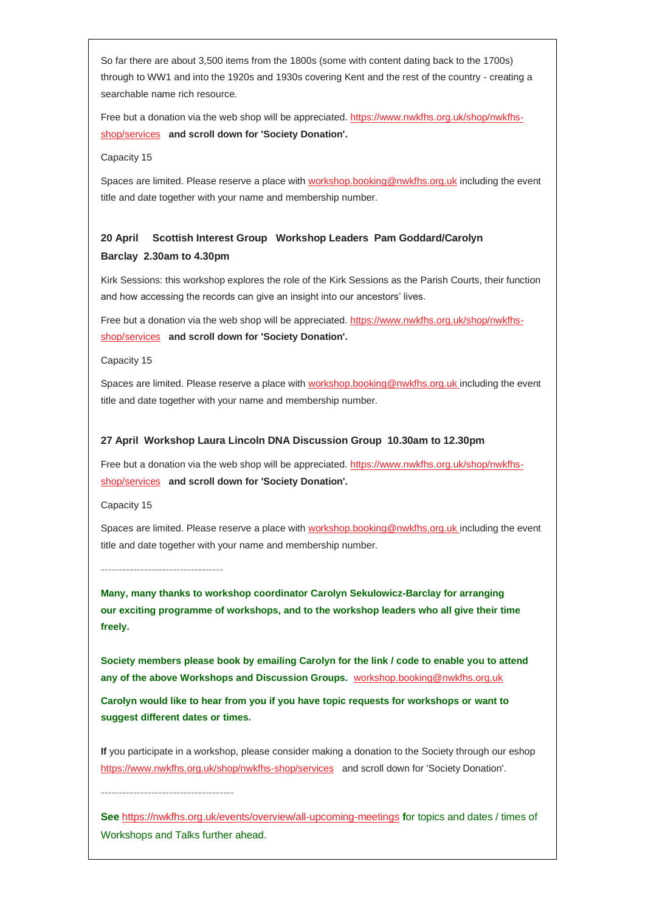So far there are about 3,500 items from the 1800s (some with content dating back to the 1700s) through to WW1 and into the 1920s and 1930s covering Kent and the rest of the country - creating a searchable name rich resource.

Free but a donation via the web shop will be appreciated. https://www.nwkfhs.org.uk/shop/nwkfhs-shop/services **and scroll down for 'Society Donation'.**

Capacity 15

Spaces are limited. Please reserve a place with workshop.booking@nwkfhs.org.uk including the event title and date together with your name and membership number.

**20 April Scottish Interest Group Workshop Leaders Pam Goddard/Carolyn Barclay 2.30am to 4.30pm**

Kirk Sessions: this workshop explores the role of the Kirk Sessions as the Parish Courts, their function and how accessing the records can give an insight into our ancestors' lives.

Free but a donation via the web shop will be appreciated. https://www.nwkfhs.org.uk/shop/nwkfhs-shop/services **and scroll down for 'Society Donation'.**

Capacity 15

Spaces are limited. Please reserve a place with workshop.booking@nwkfhs.org.uk including the event title and date together with your name and membership number.

**27 April Workshop Laura Lincoln DNA Discussion Group 10.30am to 12.30pm**

Free but a donation via the web shop will be appreciated. https://www.nwkfhs.org.uk/shop/nwkfhs-shop/services **and scroll down for 'Society Donation'.**

Capacity 15

Spaces are limited. Please reserve a place with workshop.booking@nwkfhs.org.uk including the event title and date together with your name and membership number.

---

**Many, many thanks to workshop coordinator Carolyn Sekulowicz-Barclay for arranging our exciting programme of workshops, and to the workshop leaders who all give their time freely.**

**Society members please book by emailing Carolyn for the link / code to enable you to attend any of the above Workshops and Discussion Groups.** workshop.booking@nwkfhs.org.uk

**Carolyn would like to hear from you if you have topic requests for workshops or want to suggest different dates or times.**

**If** you participate in a workshop, please consider making a donation to the Society through our eshop https://www.nwkfhs.org.uk/shop/nwkfhs-shop/services and scroll down for 'Society Donation'.

---

**See** https://nwkfhs.org.uk/events/overview/all-upcoming-meetings **f**or topics and dates / times of Workshops and Talks further ahead.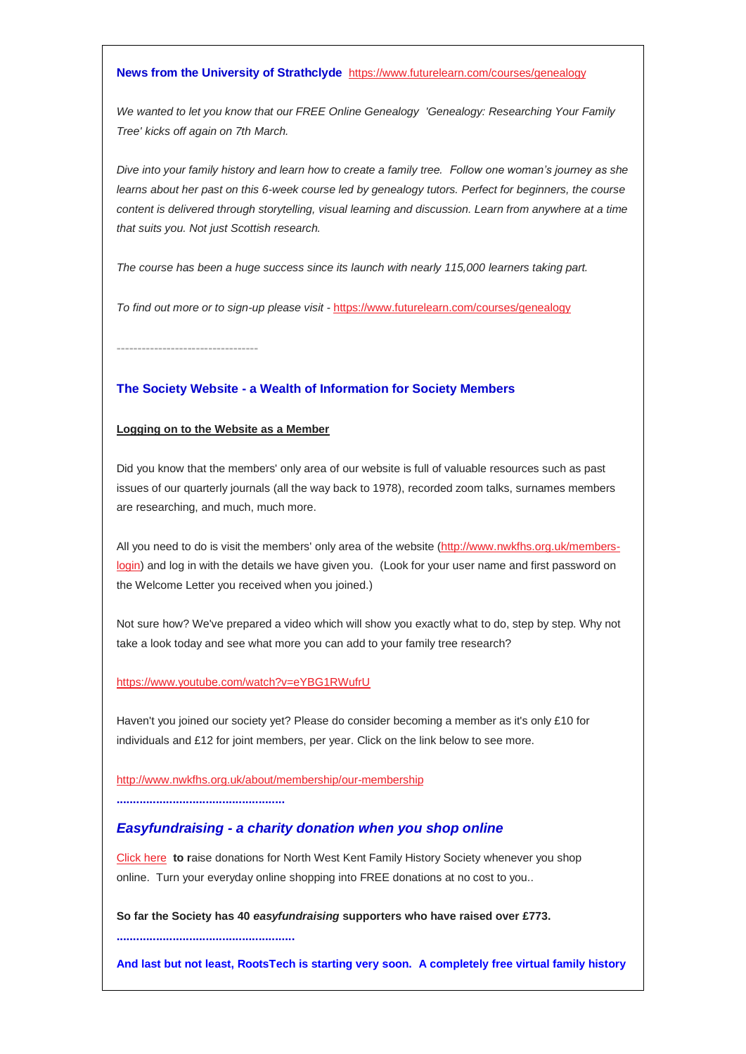**News from the University of Strathclyde** https://www.futurelearn.com/courses/genealogy

*We wanted to let you know that our FREE Online Genealogy 'Genealogy: Researching Your Family Tree' kicks off again on 7th March.*

*Dive into your family history and learn how to create a family tree. Follow one woman's journey as she learns about her past on this 6-week course led by genealogy tutors. Perfect for beginners, the course content is delivered through storytelling, visual learning and discussion. Learn from anywhere at a time that suits you. Not just Scottish research.*

*The course has been a huge success since its launch with nearly 115,000 learners taking part.*

*To find out more or to sign-up please visit -* https://www.futurelearn.com/courses/genealogy

--------------------------------

**The Society Website - a Wealth of Information for Society Members**

**Logging on to the Website as a Member**

Did you know that the members' only area of our website is full of valuable resources such as past issues of our quarterly journals (all the way back to 1978), recorded zoom talks, surnames members are researching, and much, much more.

All you need to do is visit the members' only area of the website (http://www.nwkfhs.org.uk/members-login) and log in with the details we have given you. (Look for your user name and first password on the Welcome Letter you received when you joined.)

Not sure how? We've prepared a video which will show you exactly what to do, step by step. Why not take a look today and see what more you can add to your family tree research?

https://www.youtube.com/watch?v=eYBG1RWufrU

Haven't you joined our society yet? Please do consider becoming a member as it's only £10 for individuals and £12 for joint members, per year. Click on the link below to see more.

http://www.nwkfhs.org.uk/about/membership/our-membership

...................................................

***Easyfundraising - a charity donation when you shop online***

Click here **to r**aise donations for North West Kent Family History Society whenever you shop online. Turn your everyday online shopping into FREE donations at no cost to you..

**So far the Society has 40 *easyfundraising* supporters who have raised over £773.**

.....................................................

**And last but not least, RootsTech is starting very soon. A completely free virtual family history**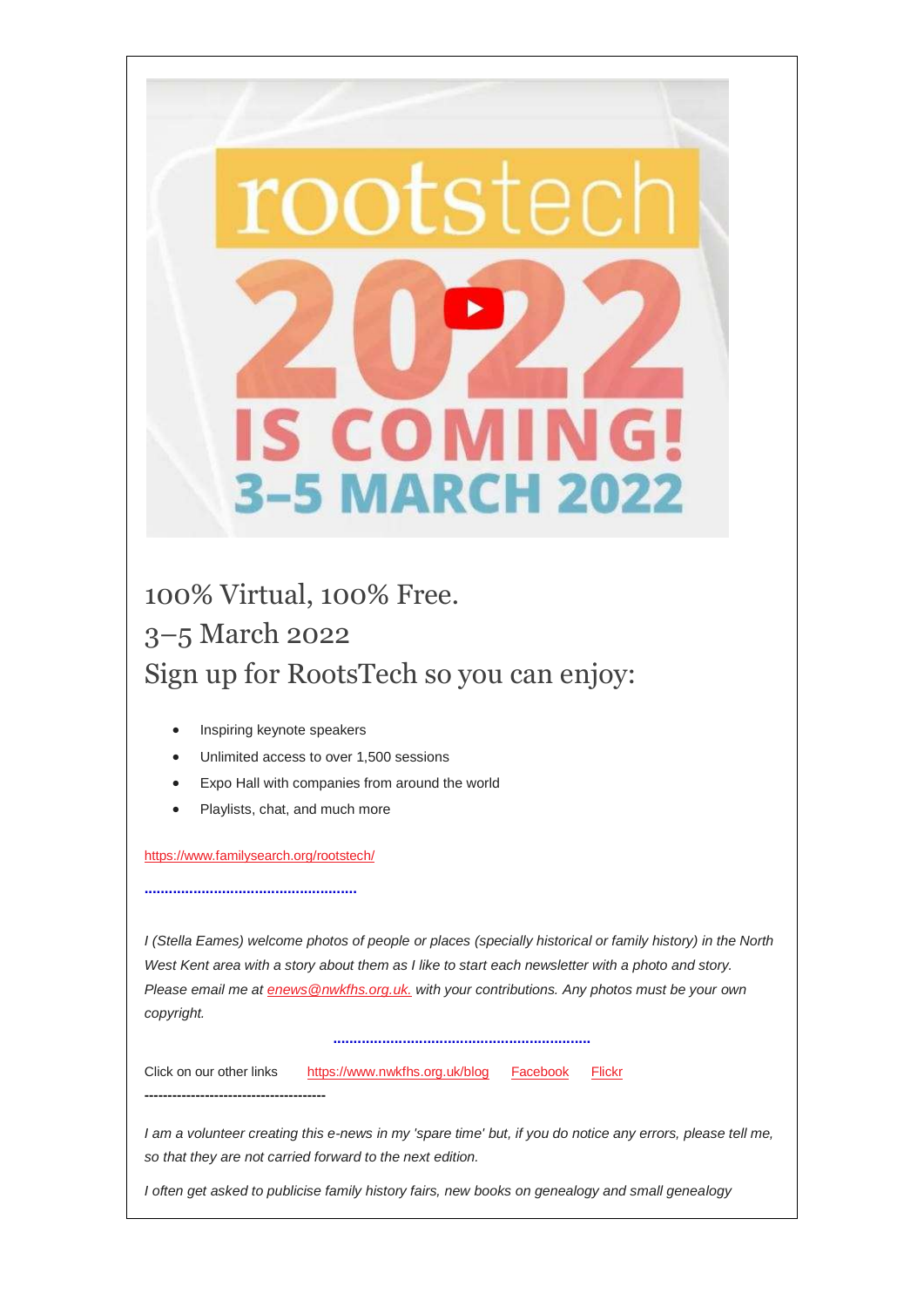100% Virtual, 100% Free.

3–5 March 2022

Sign up for RootsTech so you can enjoy:

- Inspiring keynote speakers
- Unlimited access to over 1,500 sessions
- Expo Hall with companies from around the world
- Playlists, chat, and much more

https://www.familysearch.org/rootstech/

……………………………………………

*I (Stella Eames) welcome photos of people or places (specially historical or family history) in the North West Kent area with a story about them as I like to start each newsletter with a photo and story. Please email me at enews@nwkfhs.org.uk. with your contributions. Any photos must be your own copyright.*

……………………………………………………

Click on our other links https://www.nwkfhs.org.uk/blog Facebook Flickr

---------------------------------------

*I am a volunteer creating this e-news in my 'spare time' but, if you do notice any errors, please tell me, so that they are not carried forward to the next edition.*

*I often get asked to publicise family history fairs, new books on genealogy and small genealogy*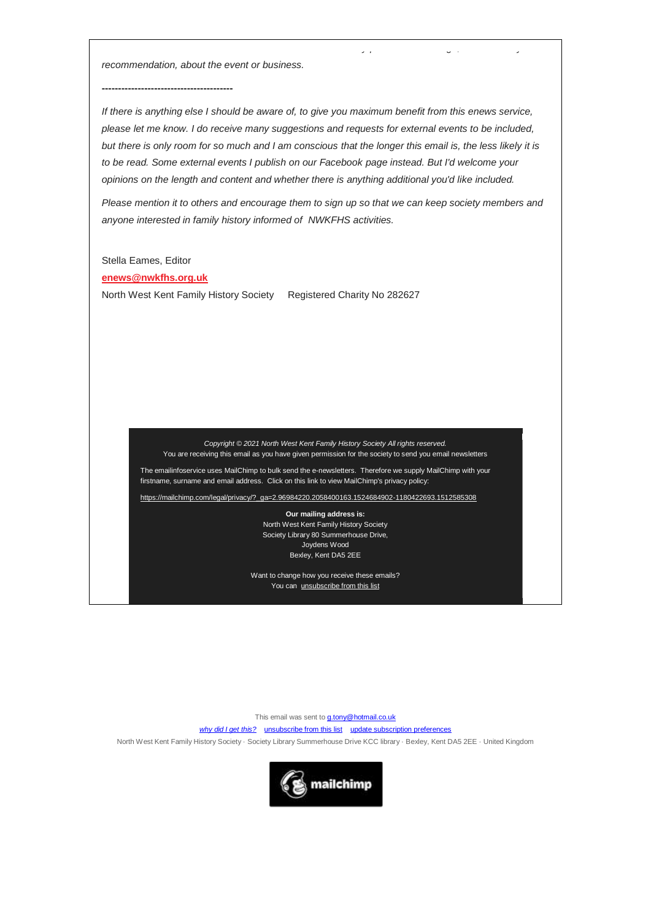*recommendation, about the event or business.*

**----------------------------------------**

*If there is anything else I should be aware of, to give you maximum benefit from this enews service, please let me know. I do receive many suggestions and requests for external events to be included, but there is only room for so much and I am conscious that the longer this email is, the less likely it is to be read. Some external events I publish on our Facebook page instead. But I'd welcome your opinions on the length and content and whether there is anything additional you'd like included.*

*Please mention it to others and encourage them to sign up so that we can keep society members and anyone interested in family history informed of NWKFHS activities.*

Stella Eames, Editor

**enews@nwkfhs.org.uk**

North West Kent Family History Society     Registered Charity No 282627

*Copyright © 2021 North West Kent Family History Society All rights reserved.*
You are receiving this email as you have given permission for the society to send you email newsletters

The emailinfoservice uses MailChimp to bulk send the e-newsletters. Therefore we supply MailChimp with your firstname, surname and email address. Click on this link to view MailChimp's privacy policy:

https://mailchimp.com/legal/privacy/?_ga=2.96984220.2058400163.1524684902-1180422693.1512585308

**Our mailing address is:**
North West Kent Family History Society
Society Library 80 Summerhouse Drive,
Joydens Wood
Bexley, Kent DA5 2EE

Want to change how you receive these emails?
You can unsubscribe from this list

This email was sent to g.tony@hotmail.co.uk

*why did I get this?*   unsubscribe from this list   update subscription preferences

North West Kent Family History Society · Society Library Summerhouse Drive KCC library · Bexley, Kent DA5 2EE · United Kingdom

mailchimp